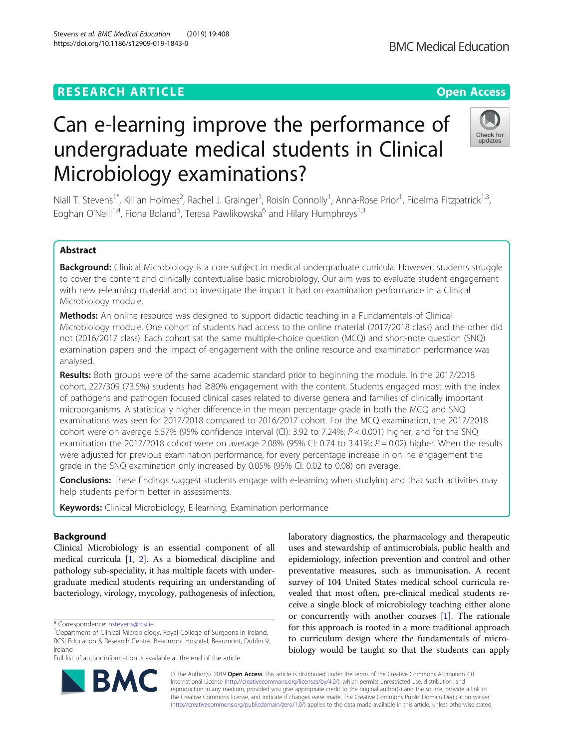**RESEARCH ARTICLE** **Open Access**

# Can e-learning improve the performance of undergraduate medical students in Clinical Microbiology examinations?

Niall T. Stevens[1*], Killian Holmes[2], Rachel J. Grainger[1], Roisín Connolly[1], Anna-Rose Prior[1], Fidelma Fitzpatrick[1,3], Eoghan O'Neill[1,4], Fiona Boland[5], Teresa Pawlikowska[6] and Hilary Humphreys[1,3]

## Abstract

**Background:** Clinical Microbiology is a core subject in medical undergraduate curricula. However, students struggle to cover the content and clinically contextualise basic microbiology. Our aim was to evaluate student engagement with new e-learning material and to investigate the impact it had on examination performance in a Clinical Microbiology module.

**Methods:** An online resource was designed to support didactic teaching in a Fundamentals of Clinical Microbiology module. One cohort of students had access to the online material (2017/2018 class) and the other did not (2016/2017 class). Each cohort sat the same multiple-choice question (MCQ) and short-note question (SNQ) examination papers and the impact of engagement with the online resource and examination performance was analysed.

**Results:** Both groups were of the same academic standard prior to beginning the module. In the 2017/2018 cohort, 227/309 (73.5%) students had ≥80% engagement with the content. Students engaged most with the index of pathogens and pathogen focused clinical cases related to diverse genera and families of clinically important microorganisms. A statistically higher difference in the mean percentage grade in both the MCQ and SNQ examinations was seen for 2017/2018 compared to 2016/2017 cohort. For the MCQ examination, the 2017/2018 cohort were on average 5.57% (95% confidence interval (CI): 3.92 to 7.24%; $P < 0.001$) higher, and for the SNQ examination the 2017/2018 cohort were on average 2.08% (95% CI: 0.74 to 3.41%; $P = 0.02$) higher. When the results were adjusted for previous examination performance, for every percentage increase in online engagement the grade in the SNQ examination only increased by 0.05% (95% CI: 0.02 to 0.08) on average.

**Conclusions:** These findings suggest students engage with e-learning when studying and that such activities may help students perform better in assessments.

**Keywords:** Clinical Microbiology, E-learning, Examination performance

## Background

Clinical Microbiology is an essential component of all medical curricula [1, 2]. As a biomedical discipline and pathology sub-speciality, it has multiple facets with undergraduate medical students requiring an understanding of bacteriology, virology, mycology, pathogenesis of infection, laboratory diagnostics, the pharmacology and therapeutic uses and stewardship of antimicrobials, public health and epidemiology, infection prevention and control and other preventative measures, such as immunisation. A recent survey of 104 United States medical school curricula revealed that most often, pre-clinical medical students receive a single block of microbiology teaching either alone or concurrently with another courses [1]. The rationale for this approach is rooted in a more traditional approach to curriculum design where the fundamentals of microbiology would be taught so that the students can apply

\* Correspondence: nstevens@rcsi.ie

[1]Department of Clinical Microbiology, Royal College of Surgeons in Ireland, RCSI Education & Research Centre, Beaumont Hospital, Beaumont, Dublin 9, Ireland

Full list of author information is available at the end of the article

© The Author(s). 2019 **Open Access** This article is distributed under the terms of the Creative Commons Attribution 4.0 International License (http://creativecommons.org/licenses/by/4.0/), which permits unrestricted use, distribution, and reproduction in any medium, provided you give appropriate credit to the original author(s) and the source, provide a link to the Creative Commons license, and indicate if changes were made. The Creative Commons Public Domain Dedication waiver (http://creativecommons.org/publicdomain/zero/1.0/) applies to the data made available in this article, unless otherwise stated.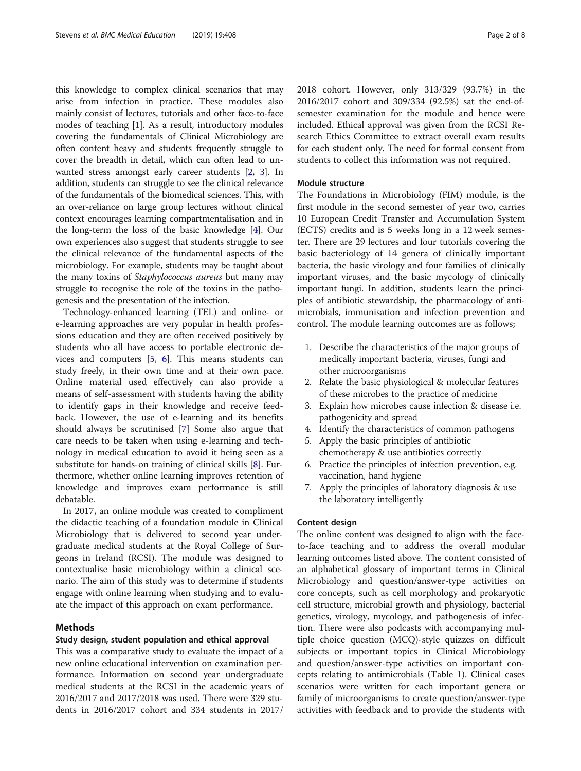this knowledge to complex clinical scenarios that may arise from infection in practice. These modules also mainly consist of lectures, tutorials and other face-to-face modes of teaching [1]. As a result, introductory modules covering the fundamentals of Clinical Microbiology are often content heavy and students frequently struggle to cover the breadth in detail, which can often lead to unwanted stress amongst early career students [2, 3]. In addition, students can struggle to see the clinical relevance of the fundamentals of the biomedical sciences. This, with an over-reliance on large group lectures without clinical context encourages learning compartmentalisation and in the long-term the loss of the basic knowledge [4]. Our own experiences also suggest that students struggle to see the clinical relevance of the fundamental aspects of the microbiology. For example, students may be taught about the many toxins of *Staphylococcus aureus* but many may struggle to recognise the role of the toxins in the pathogenesis and the presentation of the infection.

Technology-enhanced learning (TEL) and online- or e-learning approaches are very popular in health professions education and they are often received positively by students who all have access to portable electronic devices and computers [5, 6]. This means students can study freely, in their own time and at their own pace. Online material used effectively can also provide a means of self-assessment with students having the ability to identify gaps in their knowledge and receive feedback. However, the use of e-learning and its benefits should always be scrutinised [7] Some also argue that care needs to be taken when using e-learning and technology in medical education to avoid it being seen as a substitute for hands-on training of clinical skills [8]. Furthermore, whether online learning improves retention of knowledge and improves exam performance is still debatable.

In 2017, an online module was created to compliment the didactic teaching of a foundation module in Clinical Microbiology that is delivered to second year undergraduate medical students at the Royal College of Surgeons in Ireland (RCSI). The module was designed to contextualise basic microbiology within a clinical scenario. The aim of this study was to determine if students engage with online learning when studying and to evaluate the impact of this approach on exam performance.

## Methods

### Study design, student population and ethical approval

This was a comparative study to evaluate the impact of a new online educational intervention on examination performance. Information on second year undergraduate medical students at the RCSI in the academic years of 2016/2017 and 2017/2018 was used. There were 329 students in 2016/2017 cohort and 334 students in 2017/2018 cohort. However, only 313/329 (93.7%) in the 2016/2017 cohort and 309/334 (92.5%) sat the end-of-semester examination for the module and hence were included. Ethical approval was given from the RCSI Research Ethics Committee to extract overall exam results for each student only. The need for formal consent from students to collect this information was not required.

### Module structure

The Foundations in Microbiology (FIM) module, is the first module in the second semester of year two, carries 10 European Credit Transfer and Accumulation System (ECTS) credits and is 5 weeks long in a 12 week semester. There are 29 lectures and four tutorials covering the basic bacteriology of 14 genera of clinically important bacteria, the basic virology and four families of clinically important viruses, and the basic mycology of clinically important fungi. In addition, students learn the principles of antibiotic stewardship, the pharmacology of antimicrobials, immunisation and infection prevention and control. The module learning outcomes are as follows;

1. Describe the characteristics of the major groups of medically important bacteria, viruses, fungi and other microorganisms
2. Relate the basic physiological & molecular features of these microbes to the practice of medicine
3. Explain how microbes cause infection & disease i.e. pathogenicity and spread
4. Identify the characteristics of common pathogens
5. Apply the basic principles of antibiotic chemotherapy & use antibiotics correctly
6. Practice the principles of infection prevention, e.g. vaccination, hand hygiene
7. Apply the principles of laboratory diagnosis & use the laboratory intelligently

### Content design

The online content was designed to align with the face-to-face teaching and to address the overall modular learning outcomes listed above. The content consisted of an alphabetical glossary of important terms in Clinical Microbiology and question/answer-type activities on core concepts, such as cell morphology and prokaryotic cell structure, microbial growth and physiology, bacterial genetics, virology, mycology, and pathogenesis of infection. There were also podcasts with accompanying multiple choice question (MCQ)-style quizzes on difficult subjects or important topics in Clinical Microbiology and question/answer-type activities on important concepts relating to antimicrobials (Table 1). Clinical cases scenarios were written for each important genera or family of microorganisms to create question/answer-type activities with feedback and to provide the students with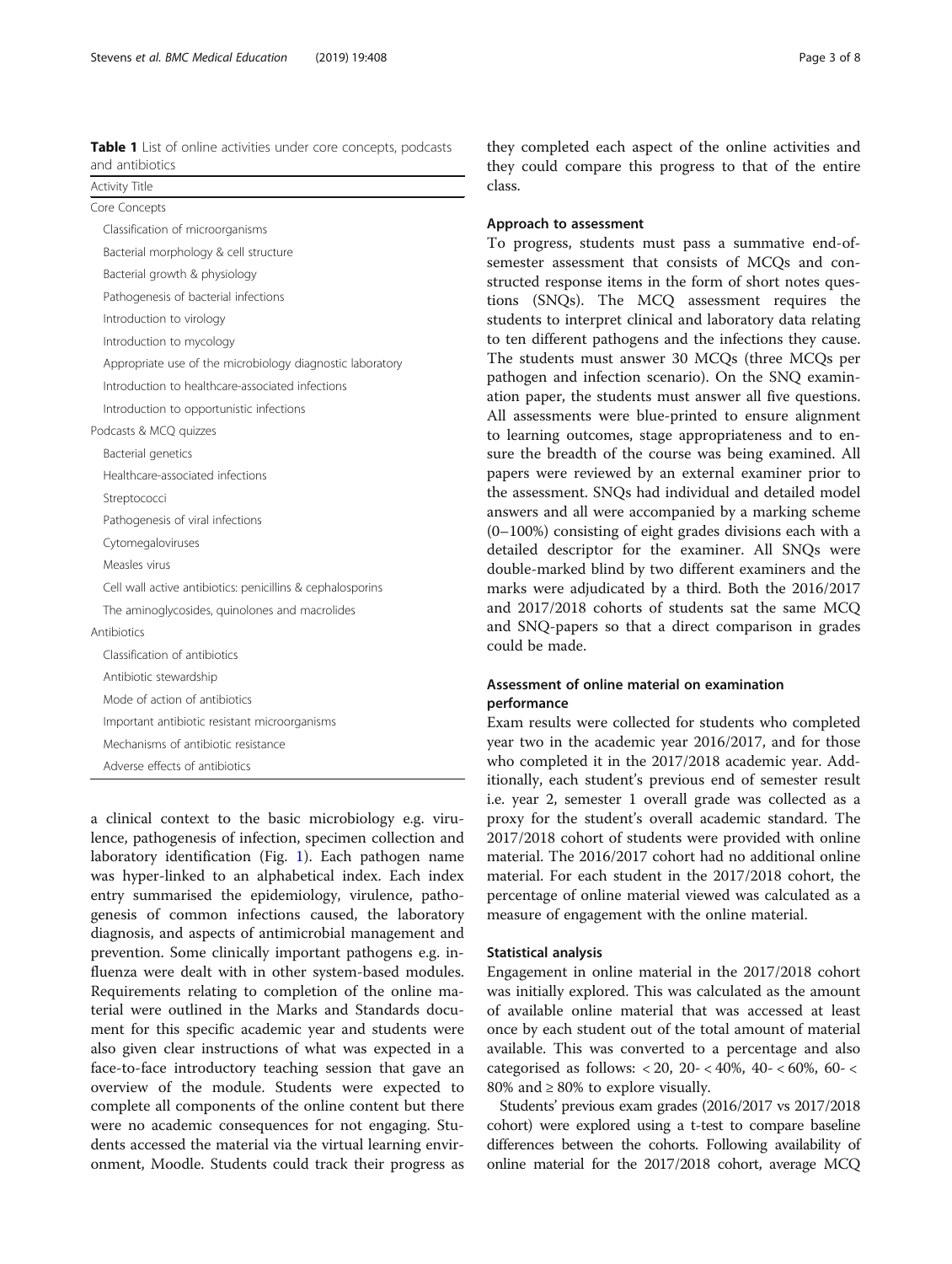**Table 1** List of online activities under core concepts, podcasts and antibiotics

| Activity Title |
| --- |
| Core Concepts |
| Classification of microorganisms |
| Bacterial morphology & cell structure |
| Bacterial growth & physiology |
| Pathogenesis of bacterial infections |
| Introduction to virology |
| Introduction to mycology |
| Appropriate use of the microbiology diagnostic laboratory |
| Introduction to healthcare-associated infections |
| Introduction to opportunistic infections |
| Podcasts & MCQ quizzes |
| Bacterial genetics |
| Healthcare-associated infections |
| Streptococci |
| Pathogenesis of viral infections |
| Cytomegaloviruses |
| Measles virus |
| Cell wall active antibiotics: penicillins & cephalosporins |
| The aminoglycosides, quinolones and macrolides |
| Antibiotics |
| Classification of antibiotics |
| Antibiotic stewardship |
| Mode of action of antibiotics |
| Important antibiotic resistant microorganisms |
| Mechanisms of antibiotic resistance |
| Adverse effects of antibiotics |

a clinical context to the basic microbiology e.g. virulence, pathogenesis of infection, specimen collection and laboratory identification (Fig. 1). Each pathogen name was hyper-linked to an alphabetical index. Each index entry summarised the epidemiology, virulence, pathogenesis of common infections caused, the laboratory diagnosis, and aspects of antimicrobial management and prevention. Some clinically important pathogens e.g. influenza were dealt with in other system-based modules. Requirements relating to completion of the online material were outlined in the Marks and Standards document for this specific academic year and students were also given clear instructions of what was expected in a face-to-face introductory teaching session that gave an overview of the module. Students were expected to complete all components of the online content but there were no academic consequences for not engaging. Students accessed the material via the virtual learning environment, Moodle. Students could track their progress as they completed each aspect of the online activities and they could compare this progress to that of the entire class.

### Approach to assessment

To progress, students must pass a summative end-of-semester assessment that consists of MCQs and constructed response items in the form of short notes questions (SNQs). The MCQ assessment requires the students to interpret clinical and laboratory data relating to ten different pathogens and the infections they cause. The students must answer 30 MCQs (three MCQs per pathogen and infection scenario). On the SNQ examination paper, the students must answer all five questions. All assessments were blue-printed to ensure alignment to learning outcomes, stage appropriateness and to ensure the breadth of the course was being examined. All papers were reviewed by an external examiner prior to the assessment. SNQs had individual and detailed model answers and all were accompanied by a marking scheme (0–100%) consisting of eight grades divisions each with a detailed descriptor for the examiner. All SNQs were double-marked blind by two different examiners and the marks were adjudicated by a third. Both the 2016/2017 and 2017/2018 cohorts of students sat the same MCQ and SNQ-papers so that a direct comparison in grades could be made.

### Assessment of online material on examination performance

Exam results were collected for students who completed year two in the academic year 2016/2017, and for those who completed it in the 2017/2018 academic year. Additionally, each student's previous end of semester result i.e. year 2, semester 1 overall grade was collected as a proxy for the student's overall academic standard. The 2017/2018 cohort of students were provided with online material. The 2016/2017 cohort had no additional online material. For each student in the 2017/2018 cohort, the percentage of online material viewed was calculated as a measure of engagement with the online material.

### Statistical analysis

Engagement in online material in the 2017/2018 cohort was initially explored. This was calculated as the amount of available online material that was accessed at least once by each student out of the total amount of material available. This was converted to a percentage and also categorised as follows: < 20, 20- < 40%, 40- < 60%, 60- < 80% and ≥ 80% to explore visually.

Students' previous exam grades (2016/2017 vs 2017/2018 cohort) were explored using a t-test to compare baseline differences between the cohorts. Following availability of online material for the 2017/2018 cohort, average MCQ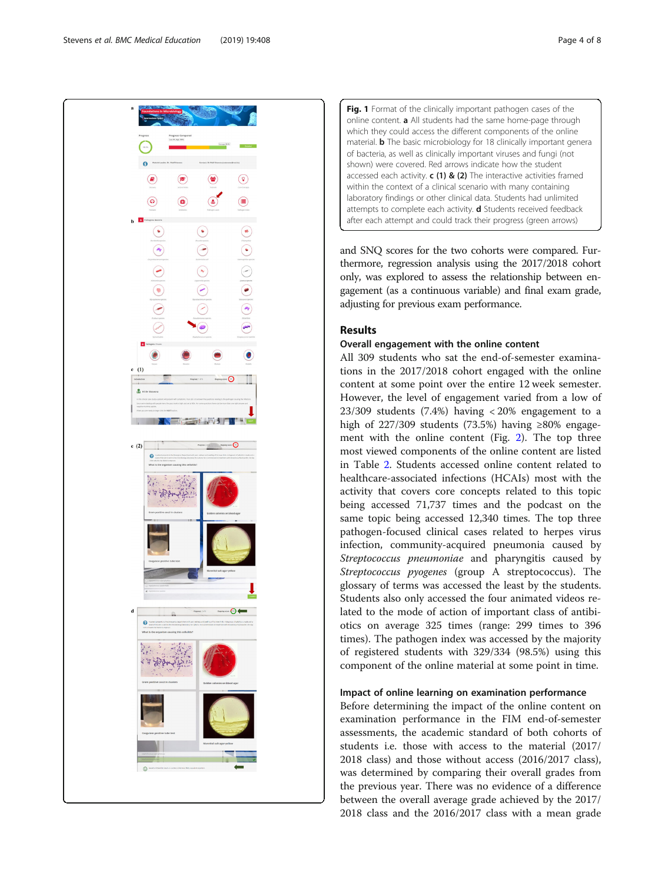**Fig. 1** Format of the clinically important pathogen cases of the online content. **a** All students had the same home-page through which they could access the different components of the online material. **b** The basic microbiology for 18 clinically important genera of bacteria, as well as clinically important viruses and fungi (not shown) were covered. Red arrows indicate how the student accessed each activity. **c (1) & (2)** The interactive activities framed within the context of a clinical scenario with many containing laboratory findings or other clinical data. Students had unlimited attempts to complete each activity. **d** Students received feedback after each attempt and could track their progress (green arrows)

and SNQ scores for the two cohorts were compared. Furthermore, regression analysis using the 2017/2018 cohort only, was explored to assess the relationship between engagement (as a continuous variable) and final exam grade, adjusting for previous exam performance.

## Results

### Overall engagement with the online content

All 309 students who sat the end-of-semester examinations in the 2017/2018 cohort engaged with the online content at some point over the entire 12 week semester. However, the level of engagement varied from a low of 23/309 students (7.4%) having < 20% engagement to a high of 227/309 students (73.5%) having ≥80% engagement with the online content (Fig. 2). The top three most viewed components of the online content are listed in Table 2. Students accessed online content related to healthcare-associated infections (HCAIs) most with the activity that covers core concepts related to this topic being accessed 71,737 times and the podcast on the same topic being accessed 12,340 times. The top three pathogen-focused clinical cases related to herpes virus infection, community-acquired pneumonia caused by *Streptococcus pneumoniae* and pharyngitis caused by *Streptococcus pyogenes* (group A streptococcus). The glossary of terms was accessed the least by the students. Students also only accessed the four animated videos related to the mode of action of important class of antibiotics on average 325 times (range: 299 times to 396 times). The pathogen index was accessed by the majority of registered students with 329/334 (98.5%) using this component of the online material at some point in time.

### Impact of online learning on examination performance

Before determining the impact of the online content on examination performance in the FIM end-of-semester assessments, the academic standard of both cohorts of students i.e. those with access to the material (2017/2018 class) and those without access (2016/2017 class), was determined by comparing their overall grades from the previous year. There was no evidence of a difference between the overall average grade achieved by the 2017/2018 class and the 2016/2017 class with a mean grade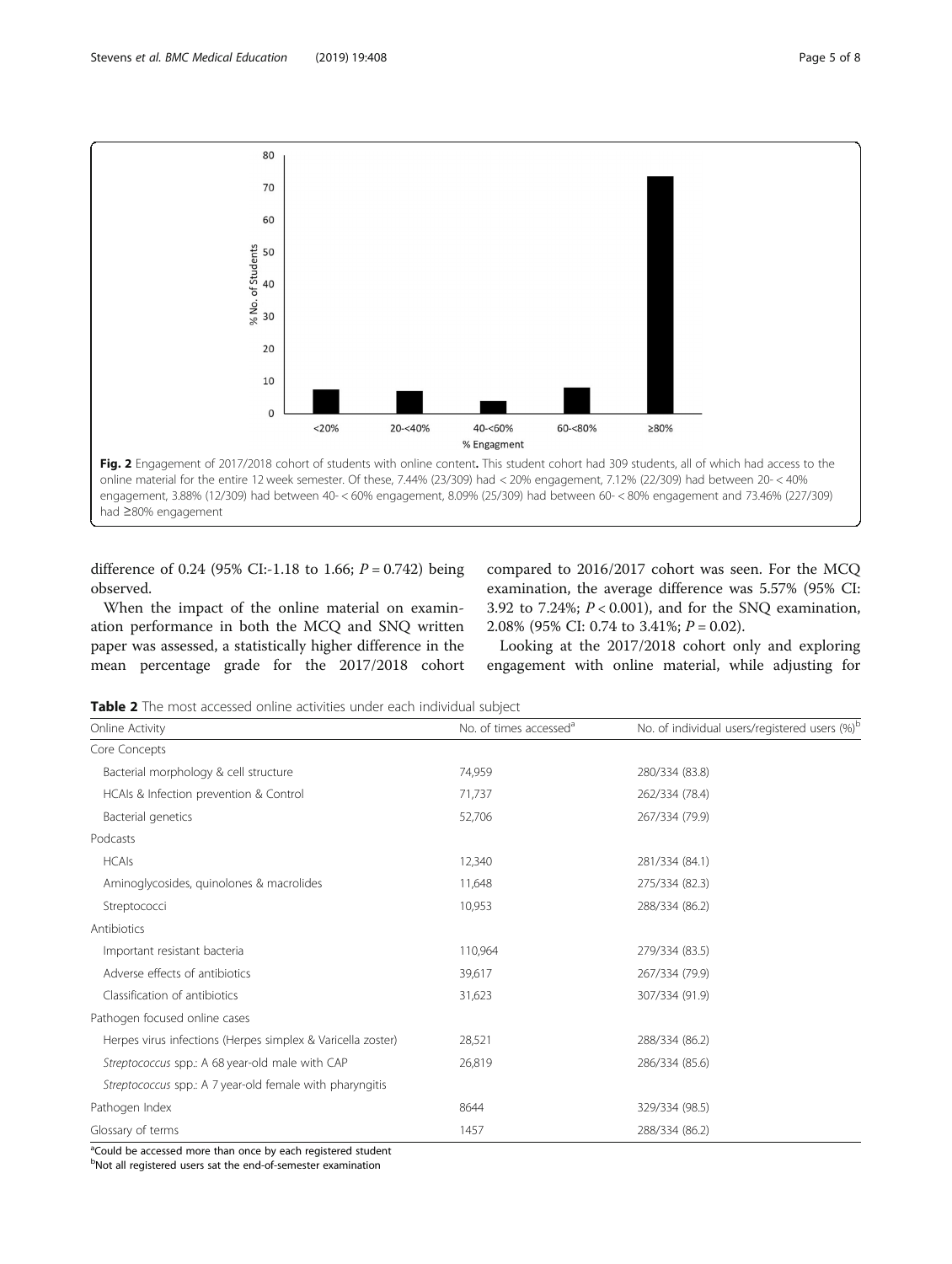Fig. 2 Engagement of 2017/2018 cohort of students with online content. This student cohort had 309 students, all of which had access to the online material for the entire 12 week semester. Of these, 7.44% (23/309) had < 20% engagement, 7.12% (22/309) had between 20- < 40% engagement, 3.88% (12/309) had between 40- < 60% engagement, 8.09% (25/309) had between 60- < 80% engagement and 73.46% (227/309) had ≥80% engagement

difference of 0.24 (95% CI:-1.18 to 1.66; $P = 0.742$) being observed.

When the impact of the online material on examination performance in both the MCQ and SNQ written paper was assessed, a statistically higher difference in the mean percentage grade for the 2017/2018 cohort compared to 2016/2017 cohort was seen. For the MCQ examination, the average difference was 5.57% (95% CI: 3.92 to 7.24%; $P < 0.001$), and for the SNQ examination, 2.08% (95% CI: 0.74 to 3.41%; $P = 0.02$).

Looking at the 2017/2018 cohort only and exploring engagement with online material, while adjusting for

**Table 2** The most accessed online activities under each individual subject

| Online Activity | No. of times accessed[a] | No. of individual users/registered users (%)[b] |
|---|---|---|
| Core Concepts | | |
| Bacterial morphology & cell structure | 74,959 | 280/334 (83.8) |
| HCAIs & Infection prevention & Control | 71,737 | 262/334 (78.4) |
| Bacterial genetics | 52,706 | 267/334 (79.9) |
| Podcasts | | |
| HCAIs | 12,340 | 281/334 (84.1) |
| Aminoglycosides, quinolones & macrolides | 11,648 | 275/334 (82.3) |
| Streptococci | 10,953 | 288/334 (86.2) |
| Antibiotics | | |
| Important resistant bacteria | 110,964 | 279/334 (83.5) |
| Adverse effects of antibiotics | 39,617 | 267/334 (79.9) |
| Classification of antibiotics | 31,623 | 307/334 (91.9) |
| Pathogen focused online cases | | |
| Herpes virus infections (Herpes simplex & Varicella zoster) | 28,521 | 288/334 (86.2) |
| *Streptococcus* spp.: A 68 year-old male with CAP | 26,819 | 286/334 (85.6) |
| *Streptococcus* spp.: A 7 year-old female with pharyngitis | | |
| Pathogen Index | 8644 | 329/334 (98.5) |
| Glossary of terms | 1457 | 288/334 (86.2) |

[a]Could be accessed more than once by each registered student
[b]Not all registered users sat the end-of-semester examination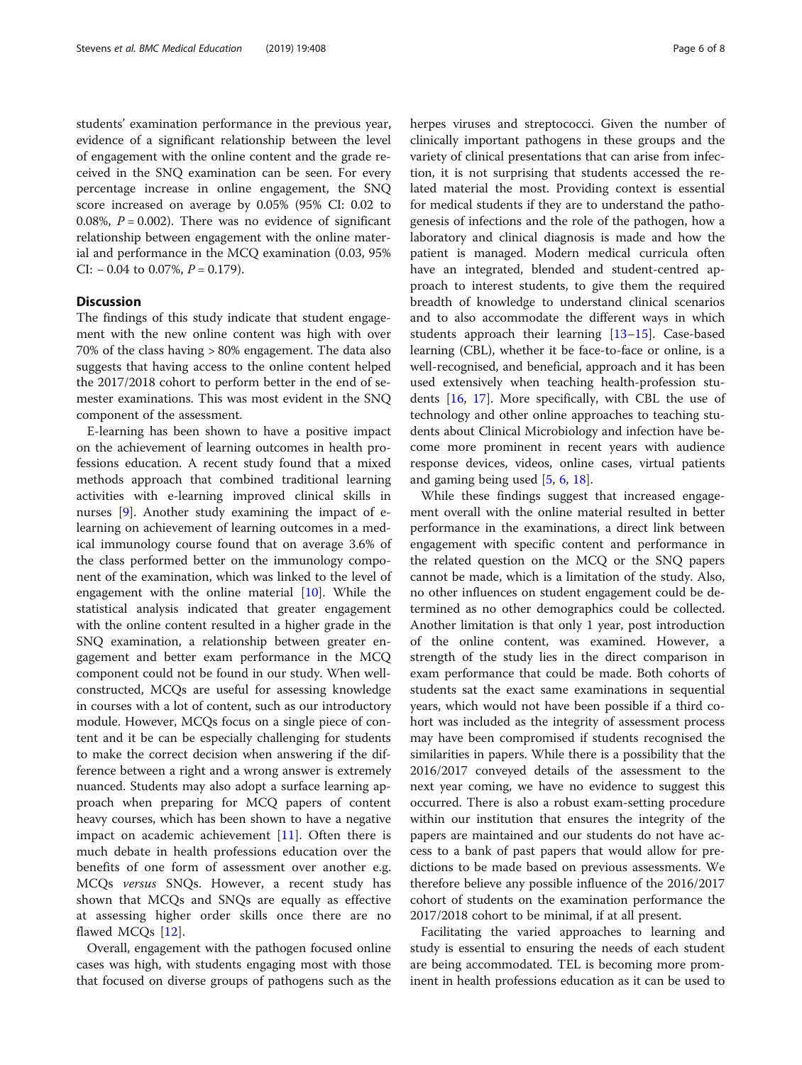students' examination performance in the previous year, evidence of a significant relationship between the level of engagement with the online content and the grade received in the SNQ examination can be seen. For every percentage increase in online engagement, the SNQ score increased on average by 0.05% (95% CI: 0.02 to 0.08%, $P = 0.002$). There was no evidence of significant relationship between engagement with the online material and performance in the MCQ examination (0.03, 95% CI: − 0.04 to 0.07%, $P = 0.179$).

## Discussion

The findings of this study indicate that student engagement with the new online content was high with over 70% of the class having > 80% engagement. The data also suggests that having access to the online content helped the 2017/2018 cohort to perform better in the end of semester examinations. This was most evident in the SNQ component of the assessment.

E-learning has been shown to have a positive impact on the achievement of learning outcomes in health professions education. A recent study found that a mixed methods approach that combined traditional learning activities with e-learning improved clinical skills in nurses [9]. Another study examining the impact of e-learning on achievement of learning outcomes in a medical immunology course found that on average 3.6% of the class performed better on the immunology component of the examination, which was linked to the level of engagement with the online material [10]. While the statistical analysis indicated that greater engagement with the online content resulted in a higher grade in the SNQ examination, a relationship between greater engagement and better exam performance in the MCQ component could not be found in our study. When well-constructed, MCQs are useful for assessing knowledge in courses with a lot of content, such as our introductory module. However, MCQs focus on a single piece of content and it be can be especially challenging for students to make the correct decision when answering if the difference between a right and a wrong answer is extremely nuanced. Students may also adopt a surface learning approach when preparing for MCQ papers of content heavy courses, which has been shown to have a negative impact on academic achievement [11]. Often there is much debate in health professions education over the benefits of one form of assessment over another e.g. MCQs *versus* SNQs. However, a recent study has shown that MCQs and SNQs are equally as effective at assessing higher order skills once there are no flawed MCQs [12].

Overall, engagement with the pathogen focused online cases was high, with students engaging most with those that focused on diverse groups of pathogens such as the herpes viruses and streptococci. Given the number of clinically important pathogens in these groups and the variety of clinical presentations that can arise from infection, it is not surprising that students accessed the related material the most. Providing context is essential for medical students if they are to understand the pathogenesis of infections and the role of the pathogen, how a laboratory and clinical diagnosis is made and how the patient is managed. Modern medical curricula often have an integrated, blended and student-centred approach to interest students, to give them the required breadth of knowledge to understand clinical scenarios and to also accommodate the different ways in which students approach their learning [13–15]. Case-based learning (CBL), whether it be face-to-face or online, is a well-recognised, and beneficial, approach and it has been used extensively when teaching health-profession students [16, 17]. More specifically, with CBL the use of technology and other online approaches to teaching students about Clinical Microbiology and infection have become more prominent in recent years with audience response devices, videos, online cases, virtual patients and gaming being used [5, 6, 18].

While these findings suggest that increased engagement overall with the online material resulted in better performance in the examinations, a direct link between engagement with specific content and performance in the related question on the MCQ or the SNQ papers cannot be made, which is a limitation of the study. Also, no other influences on student engagement could be determined as no other demographics could be collected. Another limitation is that only 1 year, post introduction of the online content, was examined. However, a strength of the study lies in the direct comparison in exam performance that could be made. Both cohorts of students sat the exact same examinations in sequential years, which would not have been possible if a third cohort was included as the integrity of assessment process may have been compromised if students recognised the similarities in papers. While there is a possibility that the 2016/2017 conveyed details of the assessment to the next year coming, we have no evidence to suggest this occurred. There is also a robust exam-setting procedure within our institution that ensures the integrity of the papers are maintained and our students do not have access to a bank of past papers that would allow for predictions to be made based on previous assessments. We therefore believe any possible influence of the 2016/2017 cohort of students on the examination performance the 2017/2018 cohort to be minimal, if at all present.

Facilitating the varied approaches to learning and study is essential to ensuring the needs of each student are being accommodated. TEL is becoming more prominent in health professions education as it can be used to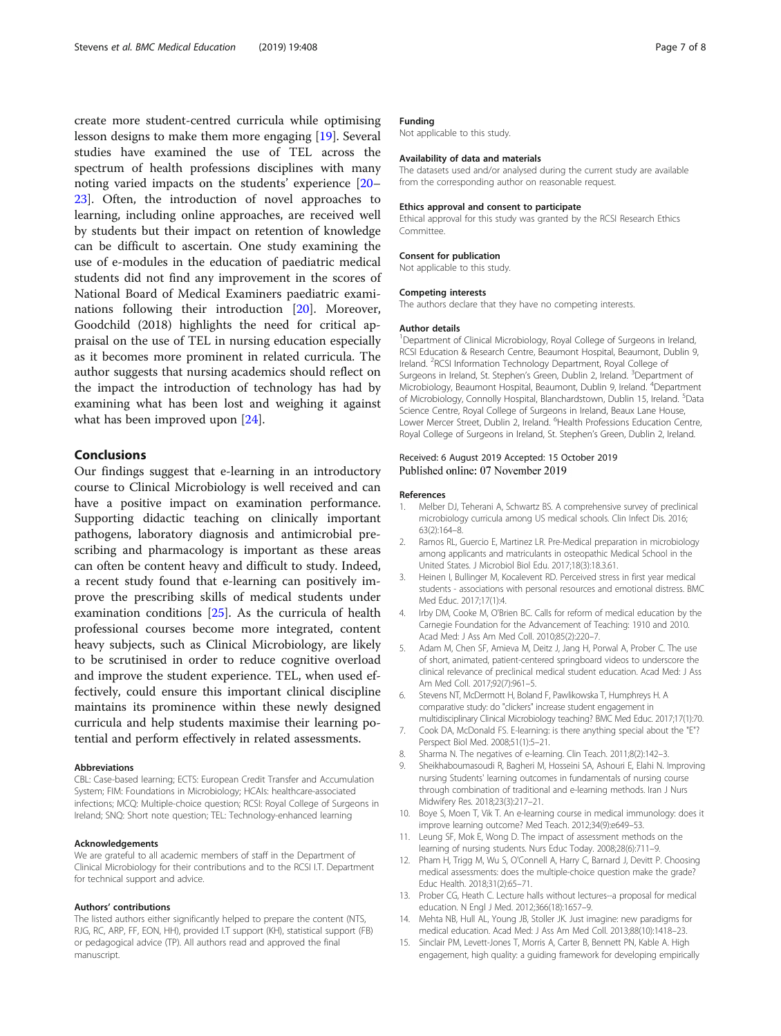create more student-centred curricula while optimising lesson designs to make them more engaging [19]. Several studies have examined the use of TEL across the spectrum of health professions disciplines with many noting varied impacts on the students' experience [20–23]. Often, the introduction of novel approaches to learning, including online approaches, are received well by students but their impact on retention of knowledge can be difficult to ascertain. One study examining the use of e-modules in the education of paediatric medical students did not find any improvement in the scores of National Board of Medical Examiners paediatric examinations following their introduction [20]. Moreover, Goodchild (2018) highlights the need for critical appraisal on the use of TEL in nursing education especially as it becomes more prominent in related curricula. The author suggests that nursing academics should reflect on the impact the introduction of technology has had by examining what has been lost and weighing it against what has been improved upon [24].

## Conclusions

Our findings suggest that e-learning in an introductory course to Clinical Microbiology is well received and can have a positive impact on examination performance. Supporting didactic teaching on clinically important pathogens, laboratory diagnosis and antimicrobial prescribing and pharmacology is important as these areas can often be content heavy and difficult to study. Indeed, a recent study found that e-learning can positively improve the prescribing skills of medical students under examination conditions [25]. As the curricula of health professional courses become more integrated, content heavy subjects, such as Clinical Microbiology, are likely to be scrutinised in order to reduce cognitive overload and improve the student experience. TEL, when used effectively, could ensure this important clinical discipline maintains its prominence within these newly designed curricula and help students maximise their learning potential and perform effectively in related assessments.

#### Abbreviations

CBL: Case-based learning; ECTS: European Credit Transfer and Accumulation System; FIM: Foundations in Microbiology; HCAIs: healthcare-associated infections; MCQ: Multiple-choice question; RCSI: Royal College of Surgeons in Ireland; SNQ: Short note question; TEL: Technology-enhanced learning

#### Acknowledgements

We are grateful to all academic members of staff in the Department of Clinical Microbiology for their contributions and to the RCSI I.T. Department for technical support and advice.

#### Authors' contributions

The listed authors either significantly helped to prepare the content (NTS, RJG, RC, ARP, FF, EON, HH), provided I.T support (KH), statistical support (FB) or pedagogical advice (TP). All authors read and approved the final manuscript.

#### Funding

Not applicable to this study.

#### Availability of data and materials

The datasets used and/or analysed during the current study are available from the corresponding author on reasonable request.

#### Ethics approval and consent to participate

Ethical approval for this study was granted by the RCSI Research Ethics Committee.

#### Consent for publication

Not applicable to this study.

#### Competing interests

The authors declare that they have no competing interests.

#### Author details

[1]Department of Clinical Microbiology, Royal College of Surgeons in Ireland, RCSI Education & Research Centre, Beaumont Hospital, Beaumont, Dublin 9, Ireland. [2]RCSI Information Technology Department, Royal College of Surgeons in Ireland, St. Stephen's Green, Dublin 2, Ireland. [3]Department of Microbiology, Beaumont Hospital, Beaumont, Dublin 9, Ireland. [4]Department of Microbiology, Connolly Hospital, Blanchardstown, Dublin 15, Ireland. [5]Data Science Centre, Royal College of Surgeons in Ireland, Beaux Lane House, Lower Mercer Street, Dublin 2, Ireland. [6]Health Professions Education Centre, Royal College of Surgeons in Ireland, St. Stephen's Green, Dublin 2, Ireland.

Received: 6 August 2019 Accepted: 15 October 2019
Published online: 07 November 2019

#### References

1. Melber DJ, Teherani A, Schwartz BS. A comprehensive survey of preclinical microbiology curricula among US medical schools. Clin Infect Dis. 2016; 63(2):164–8.
2. Ramos RL, Guercio E, Martinez LR. Pre-Medical preparation in microbiology among applicants and matriculants in osteopathic Medical School in the United States. J Microbiol Biol Edu. 2017;18(3):18.3.61.
3. Heinen I, Bullinger M, Kocalevent RD. Perceived stress in first year medical students - associations with personal resources and emotional distress. BMC Med Educ. 2017;17(1):4.
4. Irby DM, Cooke M, O'Brien BC. Calls for reform of medical education by the Carnegie Foundation for the Advancement of Teaching: 1910 and 2010. Acad Med: J Ass Am Med Coll. 2010;85(2):220–7.
5. Adam M, Chen SF, Amieva M, Deitz J, Jang H, Porwal A, Prober C. The use of short, animated, patient-centered springboard videos to underscore the clinical relevance of preclinical medical student education. Acad Med: J Ass Am Med Coll. 2017;92(7):961–5.
6. Stevens NT, McDermott H, Boland F, Pawlikowska T, Humphreys H. A comparative study: do "clickers" increase student engagement in multidisciplinary Clinical Microbiology teaching? BMC Med Educ. 2017;17(1):70.
7. Cook DA, McDonald FS. E-learning: is there anything special about the "E"? Perspect Biol Med. 2008;51(1):5–21.
8. Sharma N. The negatives of e-learning. Clin Teach. 2011;8(2):142–3.
9. Sheikhaboumasoudi R, Bagheri M, Hosseini SA, Ashouri E, Elahi N. Improving nursing Students' learning outcomes in fundamentals of nursing course through combination of traditional and e-learning methods. Iran J Nurs Midwifery Res. 2018;23(3):217–21.
10. Boye S, Moen T, Vik T. An e-learning course in medical immunology: does it improve learning outcome? Med Teach. 2012;34(9):e649–53.
11. Leung SF, Mok E, Wong D. The impact of assessment methods on the learning of nursing students. Nurs Educ Today. 2008;28(6):711–9.
12. Pham H, Trigg M, Wu S, O'Connell A, Harry C, Barnard J, Devitt P. Choosing medical assessments: does the multiple-choice question make the grade? Educ Health. 2018;31(2):65–71.
13. Prober CG, Heath C. Lecture halls without lectures--a proposal for medical education. N Engl J Med. 2012;366(18):1657–9.
14. Mehta NB, Hull AL, Young JB, Stoller JK. Just imagine: new paradigms for medical education. Acad Med: J Ass Am Med Coll. 2013;88(10):1418–23.
15. Sinclair PM, Levett-Jones T, Morris A, Carter B, Bennett PN, Kable A. High engagement, high quality: a guiding framework for developing empirically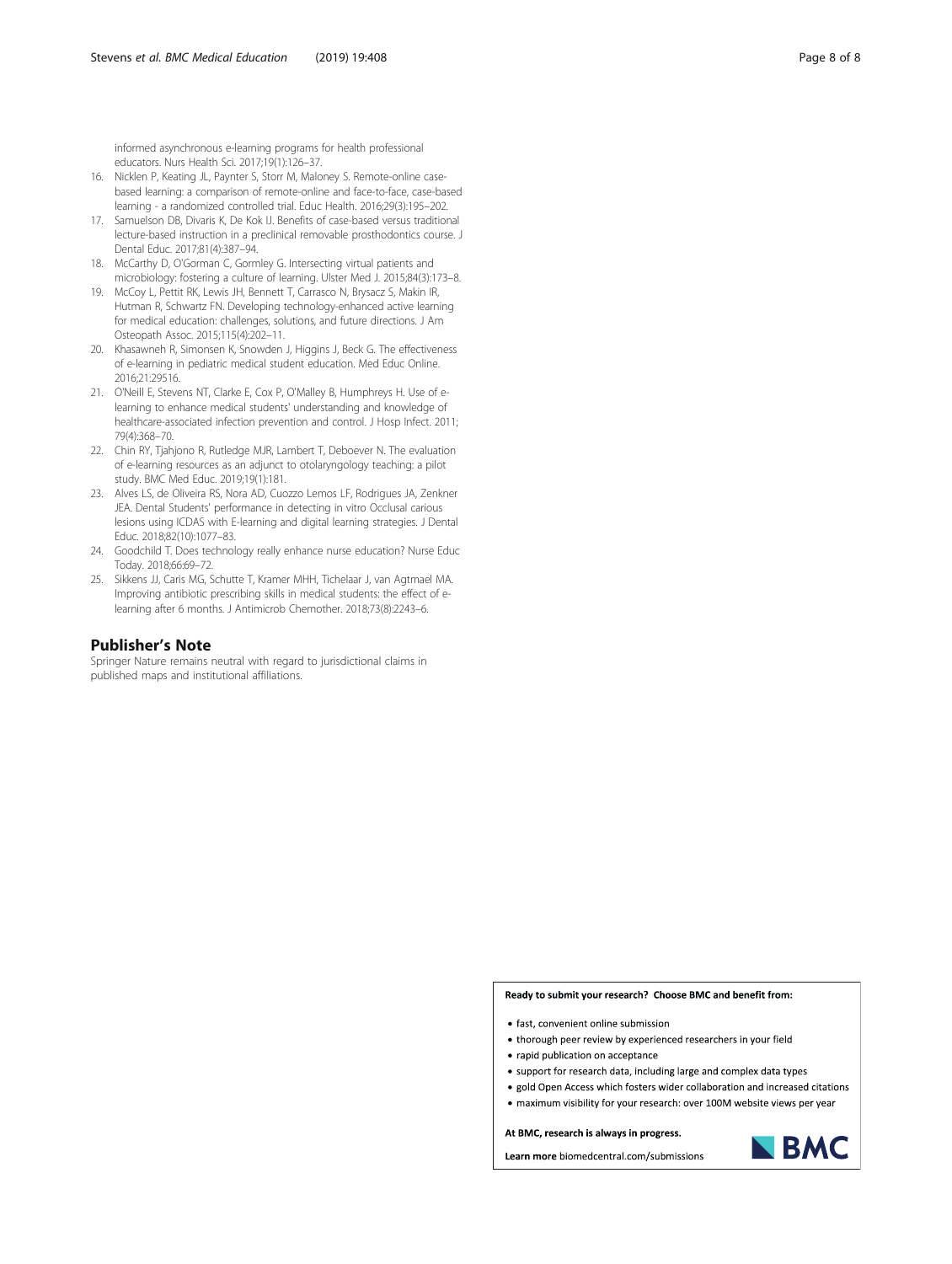informed asynchronous e-learning programs for health professional educators. Nurs Health Sci. 2017;19(1):126–37.

16. Nicklen P, Keating JL, Paynter S, Storr M, Maloney S. Remote-online case-based learning: a comparison of remote-online and face-to-face, case-based learning - a randomized controlled trial. Educ Health. 2016;29(3):195–202.
17. Samuelson DB, Divaris K, De Kok IJ. Benefits of case-based versus traditional lecture-based instruction in a preclinical removable prosthodontics course. J Dental Educ. 2017;81(4):387–94.
18. McCarthy D, O'Gorman C, Gormley G. Intersecting virtual patients and microbiology: fostering a culture of learning. Ulster Med J. 2015;84(3):173–8.
19. McCoy L, Pettit RK, Lewis JH, Bennett T, Carrasco N, Brysacz S, Makin IR, Hutman R, Schwartz FN. Developing technology-enhanced active learning for medical education: challenges, solutions, and future directions. J Am Osteopath Assoc. 2015;115(4):202–11.
20. Khasawneh R, Simonsen K, Snowden J, Higgins J, Beck G. The effectiveness of e-learning in pediatric medical student education. Med Educ Online. 2016;21:29516.
21. O'Neill E, Stevens NT, Clarke E, Cox P, O'Malley B, Humphreys H. Use of e-learning to enhance medical students' understanding and knowledge of healthcare-associated infection prevention and control. J Hosp Infect. 2011; 79(4):368–70.
22. Chin RY, Tjahjono R, Rutledge MJR, Lambert T, Deboever N. The evaluation of e-learning resources as an adjunct to otolaryngology teaching: a pilot study. BMC Med Educ. 2019;19(1):181.
23. Alves LS, de Oliveira RS, Nora AD, Cuozzo Lemos LF, Rodrigues JA, Zenkner JEA. Dental Students' performance in detecting in vitro Occlusal carious lesions using ICDAS with E-learning and digital learning strategies. J Dental Educ. 2018;82(10):1077–83.
24. Goodchild T. Does technology really enhance nurse education? Nurse Educ Today. 2018;66:69–72.
25. Sikkens JJ, Caris MG, Schutte T, Kramer MHH, Tichelaar J, van Agtmael MA. Improving antibiotic prescribing skills in medical students: the effect of e-learning after 6 months. J Antimicrob Chemother. 2018;73(8):2243–6.

## Publisher's Note

Springer Nature remains neutral with regard to jurisdictional claims in published maps and institutional affiliations.

**Ready to submit your research? Choose BMC and benefit from:**

- fast, convenient online submission
- thorough peer review by experienced researchers in your field
- rapid publication on acceptance
- support for research data, including large and complex data types
- gold Open Access which fosters wider collaboration and increased citations
- maximum visibility for your research: over 100M website views per year

**At BMC, research is always in progress.**

**Learn more** biomedcentral.com/submissions